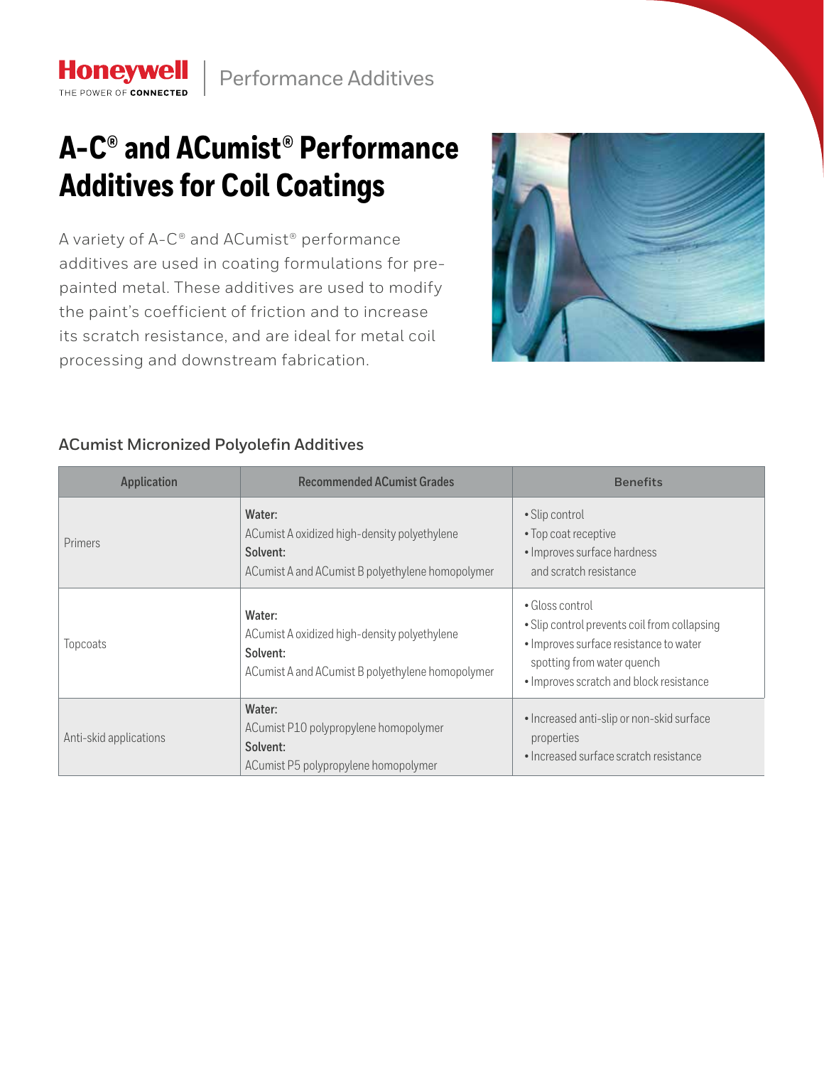Honeywell THE POWER OF CONNECTED | Performance Additives

# A-C® and ACumist® Performance Additives for Coil Coatings

A variety of A-C® and ACumist® performance additives are used in coating formulations for pre-painted metal. These additives are used to modify the paint's coefficient of friction and to increase its scratch resistance, and are ideal for metal coil processing and downstream fabrication.

## ACumist Micronized Polyolefin Additives

| Application | Recommended ACumist Grades | Benefits |
|---|---|---|
| Primers | **Water:**<br>ACumist A oxidized high-density polyethylene<br>**Solvent:**<br>ACumist A and ACumist B polyethylene homopolymer | • Slip control<br>• Top coat receptive<br>• Improves surface hardness and scratch resistance |
| Topcoats | **Water:**<br>ACumist A oxidized high-density polyethylene<br>**Solvent:**<br>ACumist A and ACumist B polyethylene homopolymer | • Gloss control<br>• Slip control prevents coil from collapsing<br>• Improves surface resistance to water spotting from water quench<br>• Improves scratch and block resistance |
| Anti-skid applications | **Water:**<br>ACumist P10 polypropylene homopolymer<br>**Solvent:**<br>ACumist P5 polypropylene homopolymer | • Increased anti-slip or non-skid surface properties<br>• Increased surface scratch resistance |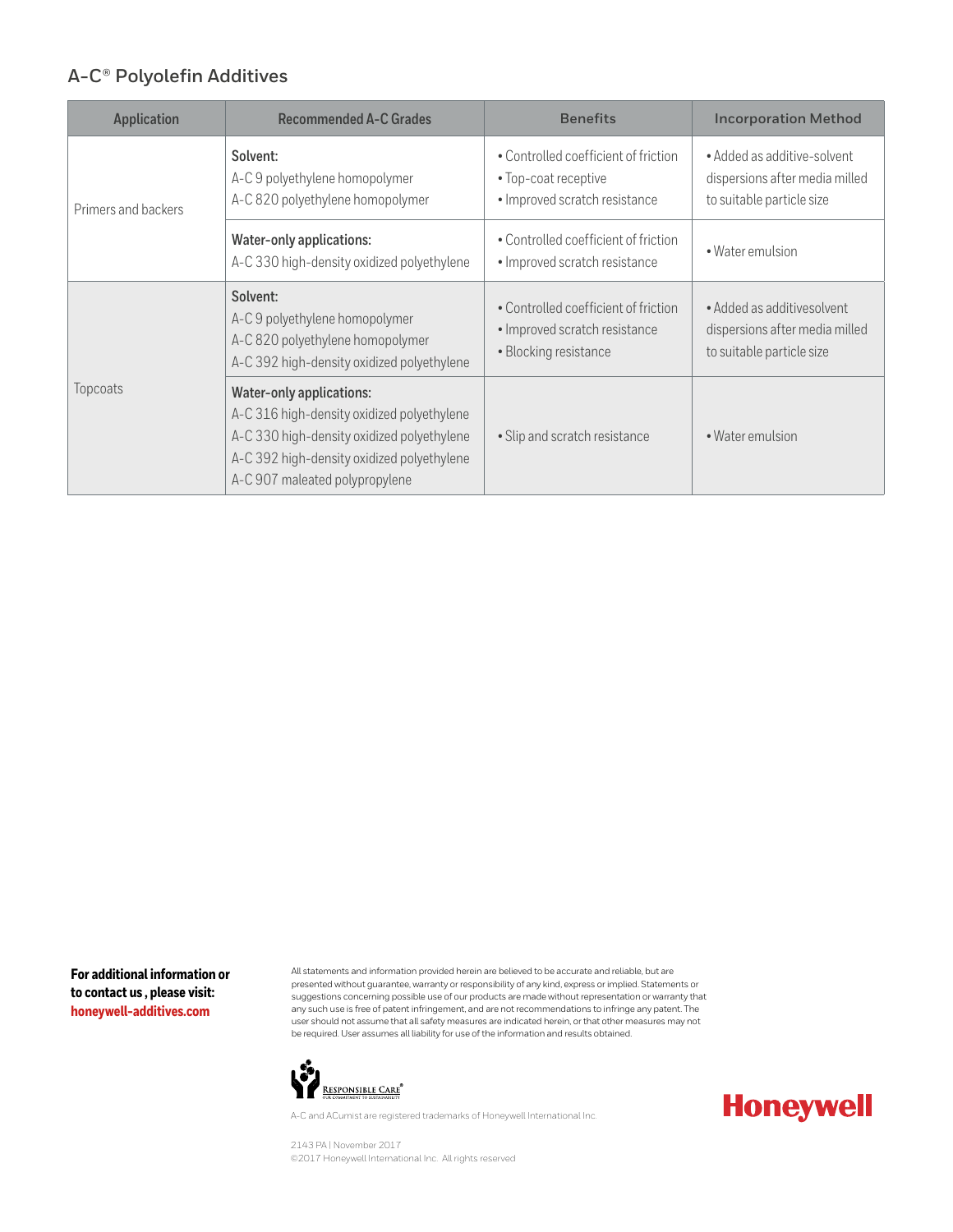## A-C® Polyolefin Additives

| Application | Recommended A-C Grades | Benefits | Incorporation Method |
|---|---|---|---|
| Primers and backers | **Solvent:**<br>A-C 9 polyethylene homopolymer<br>A-C 820 polyethylene homopolymer | • Controlled coefficient of friction<br>• Top-coat receptive<br>• Improved scratch resistance | • Added as additive-solvent dispersions after media milled to suitable particle size |
| | **Water-only applications:**<br>A-C 330 high-density oxidized polyethylene | • Controlled coefficient of friction<br>• Improved scratch resistance | • Water emulsion |
| Topcoats | **Solvent:**<br>A-C 9 polyethylene homopolymer<br>A-C 820 polyethylene homopolymer<br>A-C 392 high-density oxidized polyethylene | • Controlled coefficient of friction<br>• Improved scratch resistance<br>• Blocking resistance | • Added as additivesolvent dispersions after media milled to suitable particle size |
| | **Water-only applications:**<br>A-C 316 high-density oxidized polyethylene<br>A-C 330 high-density oxidized polyethylene<br>A-C 392 high-density oxidized polyethylene<br>A-C 907 maleated polypropylene | • Slip and scratch resistance | • Water emulsion |

**For additional information or to contact us , please visit:**
**honeywell-additives.com**

All statements and information provided herein are believed to be accurate and reliable, but are presented without guarantee, warranty or responsibility of any kind, express or implied. Statements or suggestions concerning possible use of our products are made without representation or warranty that any such use is free of patent infringement, and are not recommendations to infringe any patent. The user should not assume that all safety measures are indicated herein, or that other measures may not be required. User assumes all liability for use of the information and results obtained.

Responsible Care® Our Commitment to Sustainability

A-C and ACumist are registered trademarks of Honeywell International Inc.

Honeywell

2143 PA | November 2017
©2017 Honeywell International Inc. All rights reserved